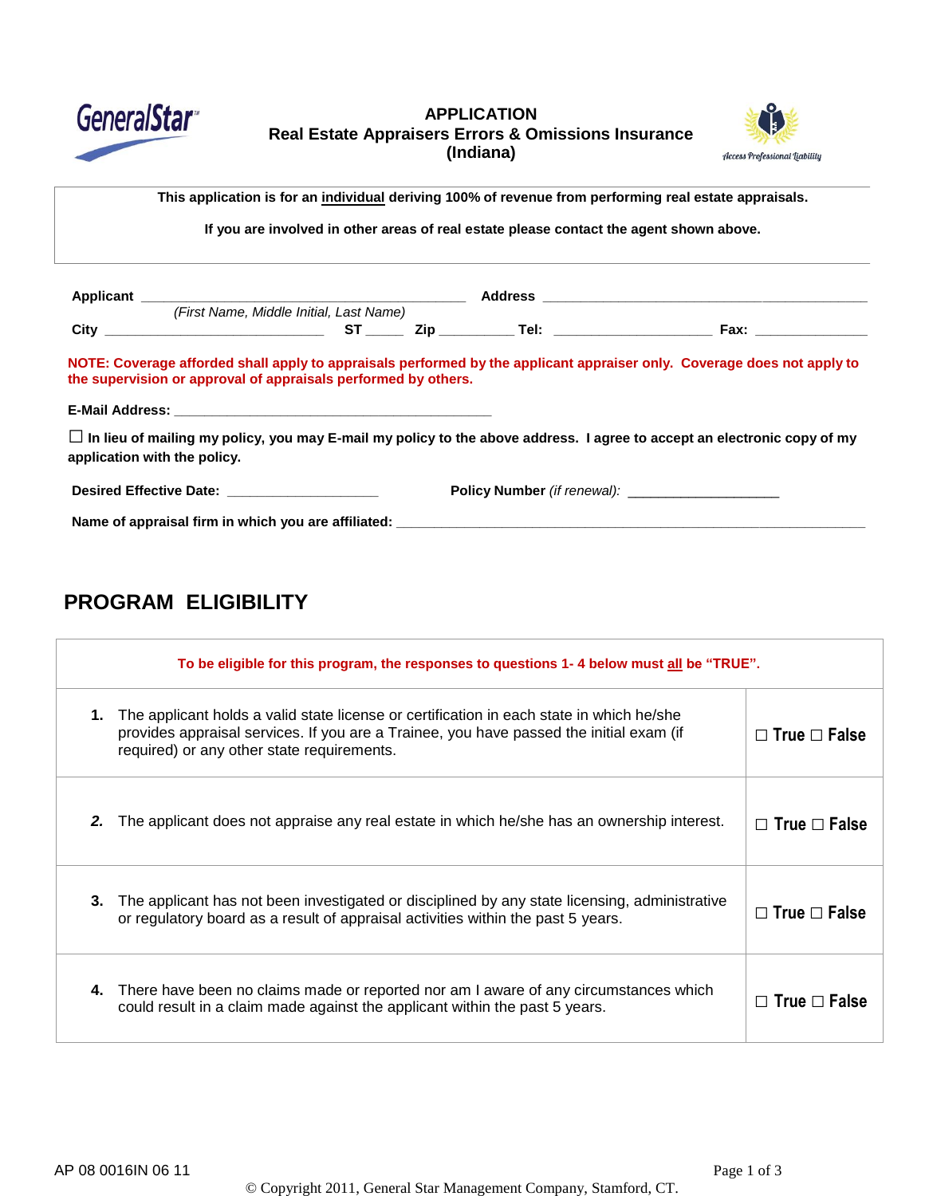GeneralStar

**APPLICATION**
**Real Estate Appraisers Errors & Omissions Insurance**
**(Indiana)**

Access Professional Liability

**This application is for an <u>individual</u> deriving 100% of revenue from performing real estate appraisals.**

**If you are involved in other areas of real estate please contact the agent shown above.**

**Applicant** _______________________________________ **Address** _______________________________________
*(First Name, Middle Initial, Last Name)*

**City** ___________________________ **ST** _____ **Zip** _________ **Tel:** ____________________ **Fax:** ______________

**NOTE: Coverage afforded shall apply to appraisals performed by the applicant appraiser only. Coverage does not apply to the supervision or approval of appraisals performed by others.**

**E-Mail Address:** ___________________________________________

☐ **In lieu of mailing my policy, you may E-mail my policy to the above address. I agree to accept an electronic copy of my application with the policy.**

**Desired Effective Date:** ___________________ **Policy Number** *(if renewal):* ___________________

**Name of appraisal firm in which you are affiliated:** _______________________________________________________

## PROGRAM ELIGIBILITY

**To be eligible for this program, the responses to questions 1- 4 below must <u>all</u> be "TRUE".**

| | |
|---|---|
| **1.** The applicant holds a valid state license or certification in each state in which he/she provides appraisal services. If you are a Trainee, you have passed the initial exam (if required) or any other state requirements. | ☐ True ☐ False |
| ***2.*** The applicant does not appraise any real estate in which he/she has an ownership interest. | ☐ True ☐ False |
| **3.** The applicant has not been investigated or disciplined by any state licensing, administrative or regulatory board as a result of appraisal activities within the past 5 years. | ☐ True ☐ False |
| **4.** There have been no claims made or reported nor am I aware of any circumstances which could result in a claim made against the applicant within the past 5 years. | ☐ True ☐ False |

AP 08 0016IN 06 11

© Copyright 2011, General Star Management Company, Stamford, CT.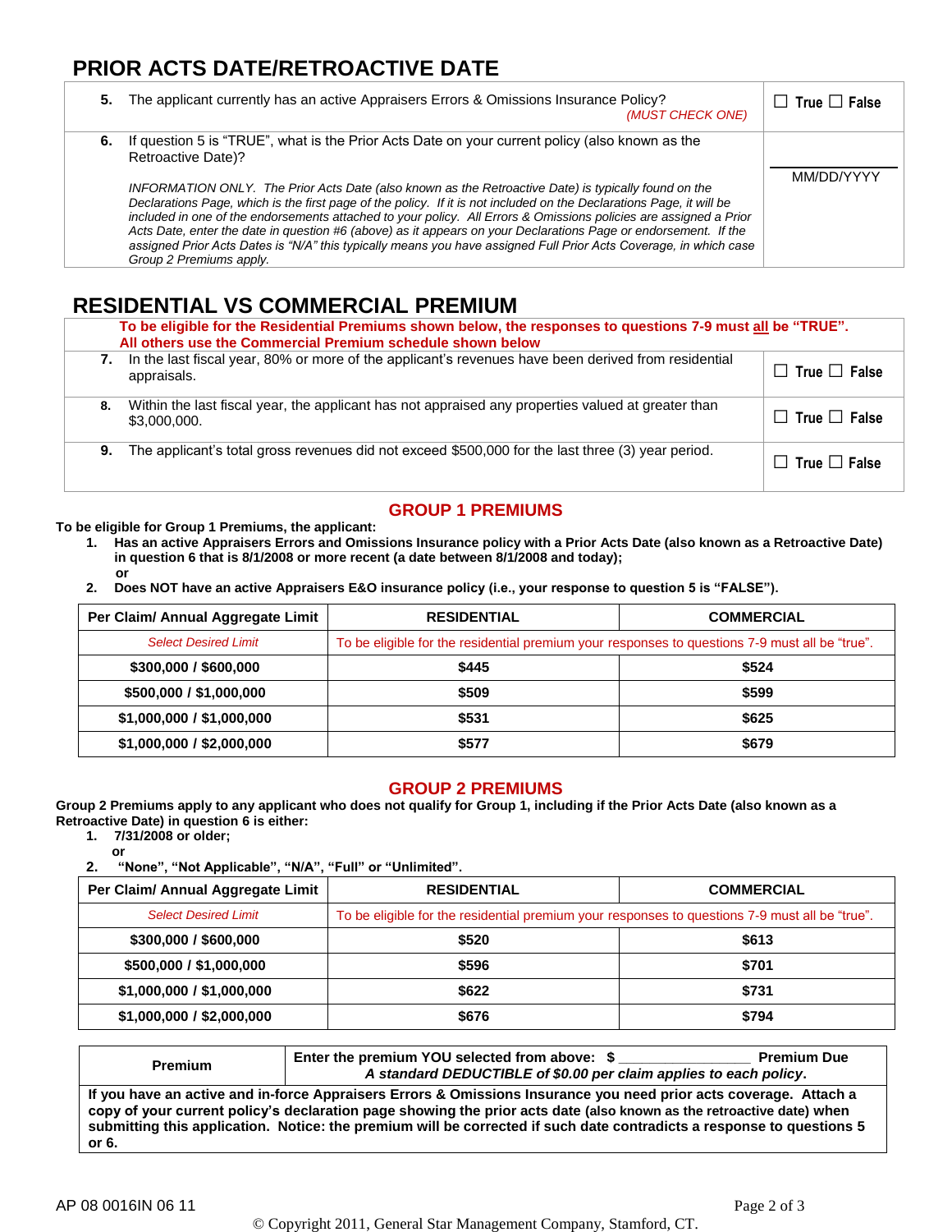## PRIOR ACTS DATE/RETROACTIVE DATE

| | |
|---|---|
| **5.** The applicant currently has an active Appraisers Errors & Omissions Insurance Policy? *(MUST CHECK ONE)* | ☐ True ☐ False |
| **6.** If question 5 is "TRUE", what is the Prior Acts Date on your current policy (also known as the Retroactive Date)?<br><br>*INFORMATION ONLY. The Prior Acts Date (also known as the Retroactive Date) is typically found on the Declarations Page, which is the first page of the policy. If it is not included on the Declarations Page, it will be included in one of the endorsements attached to your policy. All Errors & Omissions policies are assigned a Prior Acts Date, enter the date in question #6 (above) as it appears on your Declarations Page or endorsement. If the assigned Prior Acts Dates is "N/A" this typically means you have assigned Full Prior Acts Coverage, in which case Group 2 Premiums apply.* | ________<br>MM/DD/YYYY |

## RESIDENTIAL VS COMMERCIAL PREMIUM

**To be eligible for the Residential Premiums shown below, the responses to questions 7-9 must all be "TRUE". All others use the Commercial Premium schedule shown below**

| | |
|---|---|
| **7.** In the last fiscal year, 80% or more of the applicant's revenues have been derived from residential appraisals. | ☐ True ☐ False |
| **8.** Within the last fiscal year, the applicant has not appraised any properties valued at greater than $3,000,000. | ☐ True ☐ False |
| **9.** The applicant's total gross revenues did not exceed $500,000 for the last three (3) year period. | ☐ True ☐ False |

### GROUP 1 PREMIUMS

**To be eligible for Group 1 Premiums, the applicant:**

1. **Has an active Appraisers Errors and Omissions Insurance policy with a Prior Acts Date (also known as a Retroactive Date) in question 6 that is 8/1/2008 or more recent (a date between 8/1/2008 and today);**
   **or**
2. **Does NOT have an active Appraisers E&O insurance policy (i.e., your response to question 5 is "FALSE").**

| Per Claim/ Annual Aggregate Limit | RESIDENTIAL | COMMERCIAL |
|---|---|---|
| *Select Desired Limit* | To be eligible for the residential premium your responses to questions 7-9 must all be "true". | |
| **$300,000 / $600,000** | **$445** | **$524** |
| **$500,000 / $1,000,000** | **$509** | **$599** |
| **$1,000,000 / $1,000,000** | **$531** | **$625** |
| **$1,000,000 / $2,000,000** | **$577** | **$679** |

### GROUP 2 PREMIUMS

**Group 2 Premiums apply to any applicant who does not qualify for Group 1, including if the Prior Acts Date (also known as a Retroactive Date) in question 6 is either:**

1. **7/31/2008 or older;**
   **or**
2. **"None", "Not Applicable", "N/A", "Full" or "Unlimited".**

| Per Claim/ Annual Aggregate Limit | RESIDENTIAL | COMMERCIAL |
|---|---|---|
| *Select Desired Limit* | To be eligible for the residential premium your responses to questions 7-9 must all be "true". | |
| **$300,000 / $600,000** | **$520** | **$613** |
| **$500,000 / $1,000,000** | **$596** | **$701** |
| **$1,000,000 / $1,000,000** | **$622** | **$731** |
| **$1,000,000 / $2,000,000** | **$676** | **$794** |

| **Premium** | **Enter the premium YOU selected from above: $ ________________ Premium Due**<br>***A standard DEDUCTIBLE of $0.00 per claim applies to each policy.*** |
|---|---|
| **If you have an active and in-force Appraisers Errors & Omissions Insurance you need prior acts coverage. Attach a copy of your current policy's declaration page showing the prior acts date (also known as the retroactive date) when submitting this application. Notice: the premium will be corrected if such date contradicts a response to questions 5 or 6.** | |

AP 08 0016IN 06 11

© Copyright 2011, General Star Management Company, Stamford, CT.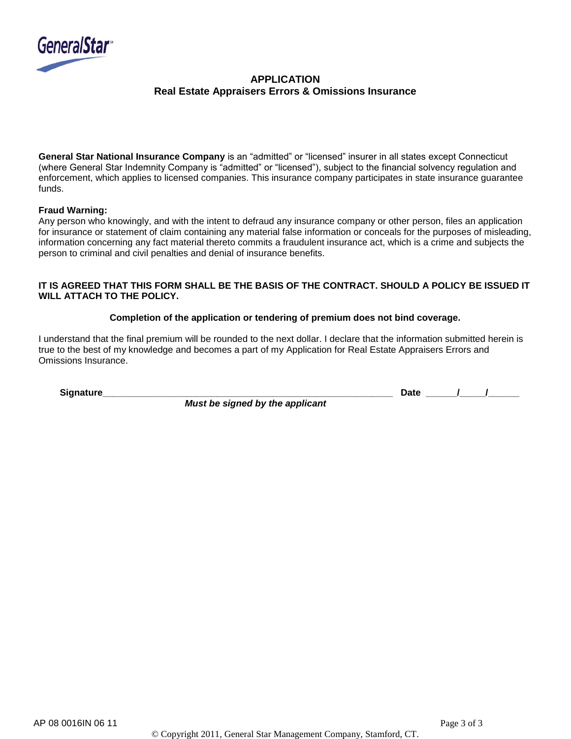## APPLICATION
## Real Estate Appraisers Errors & Omissions Insurance

**General Star National Insurance Company** is an "admitted" or "licensed" insurer in all states except Connecticut (where General Star Indemnity Company is "admitted" or "licensed"), subject to the financial solvency regulation and enforcement, which applies to licensed companies. This insurance company participates in state insurance guarantee funds.

**Fraud Warning:**
Any person who knowingly, and with the intent to defraud any insurance company or other person, files an application for insurance or statement of claim containing any material false information or conceals for the purposes of misleading, information concerning any fact material thereto commits a fraudulent insurance act, which is a crime and subjects the person to criminal and civil penalties and denial of insurance benefits.

**IT IS AGREED THAT THIS FORM SHALL BE THE BASIS OF THE CONTRACT. SHOULD A POLICY BE ISSUED IT WILL ATTACH TO THE POLICY.**

**Completion of the application or tendering of premium does not bind coverage.**

I understand that the final premium will be rounded to the next dollar. I declare that the information submitted herein is true to the best of my knowledge and becomes a part of my Application for Real Estate Appraisers Errors and Omissions Insurance.

**Signature**___________________________________________________________ **Date** ______/_____/______

***Must be signed by the applicant***

AP 08 0016IN 06 11

© Copyright 2011, General Star Management Company, Stamford, CT.